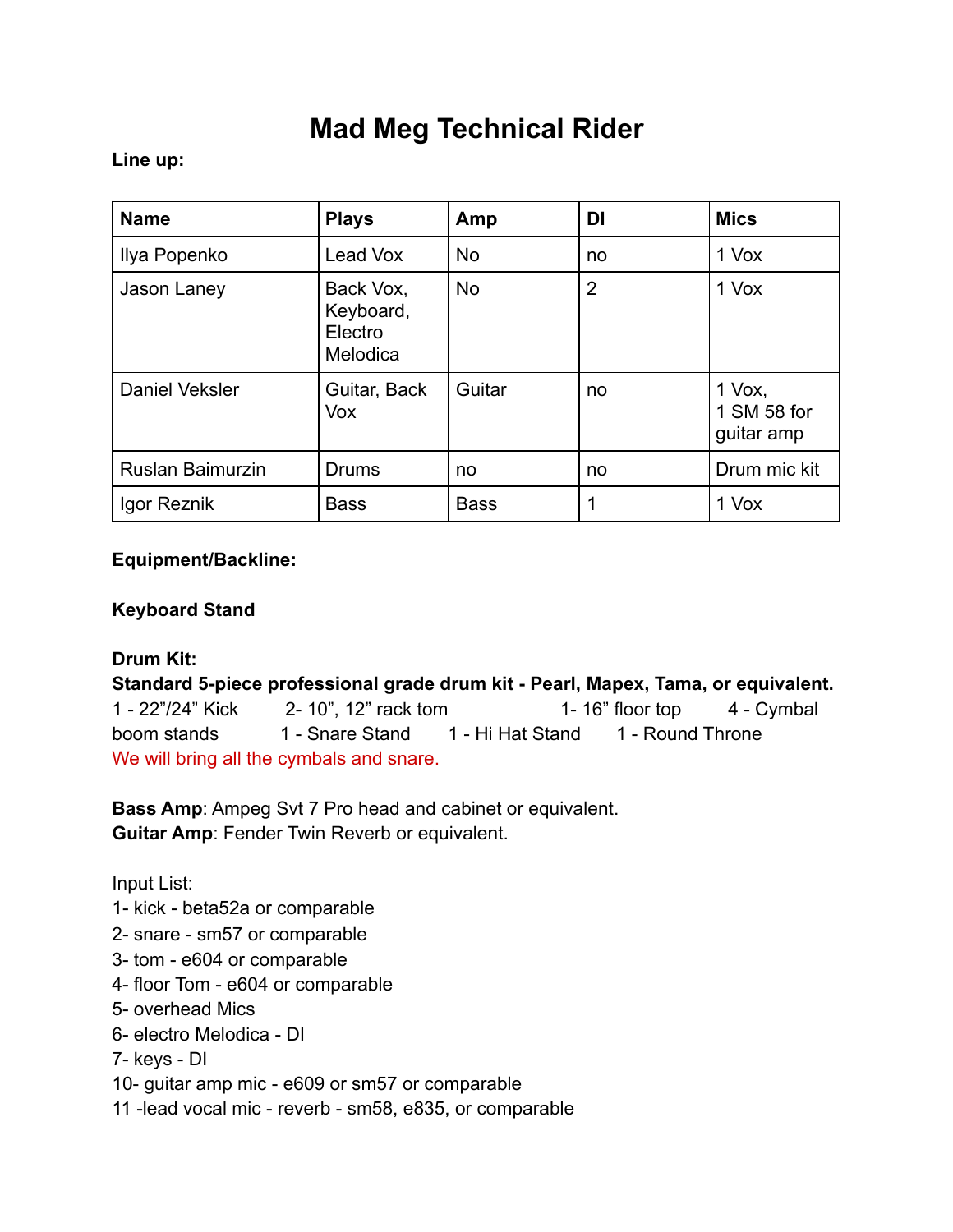# Mad Meg Technical Rider

**Line up:**

| Name | Plays | Amp | DI | Mics |
|---|---|---|---|---|
| Ilya Popenko | Lead Vox | No | no | 1 Vox |
| Jason Laney | Back Vox, Keyboard, Electro Melodica | No | 2 | 1 Vox |
| Daniel Veksler | Guitar, Back Vox | Guitar | no | 1 Vox, 1 SM 58 for guitar amp |
| Ruslan Baimurzin | Drums | no | no | Drum mic kit |
| Igor Reznik | Bass | Bass | 1 | 1 Vox |

**Equipment/Backline:**

**Keyboard Stand**

**Drum Kit:**
**Standard 5-piece professional grade drum kit - Pearl, Mapex, Tama, or equivalent.**
1 - 22”/24” Kick 2- 10”, 12” rack tom 1- 16” floor top 4 - Cymbal boom stands 1 - Snare Stand 1 - Hi Hat Stand 1 - Round Throne
We will bring all the cymbals and snare.

**Bass Amp**: Ampeg Svt 7 Pro head and cabinet or equivalent.
**Guitar Amp**: Fender Twin Reverb or equivalent.

Input List:
1- kick - beta52a or comparable
2- snare - sm57 or comparable
3- tom - e604 or comparable
4- floor Tom - e604 or comparable
5- overhead Mics
6- electro Melodica - DI
7- keys - DI
10- guitar amp mic - e609 or sm57 or comparable
11 -lead vocal mic - reverb - sm58, e835, or comparable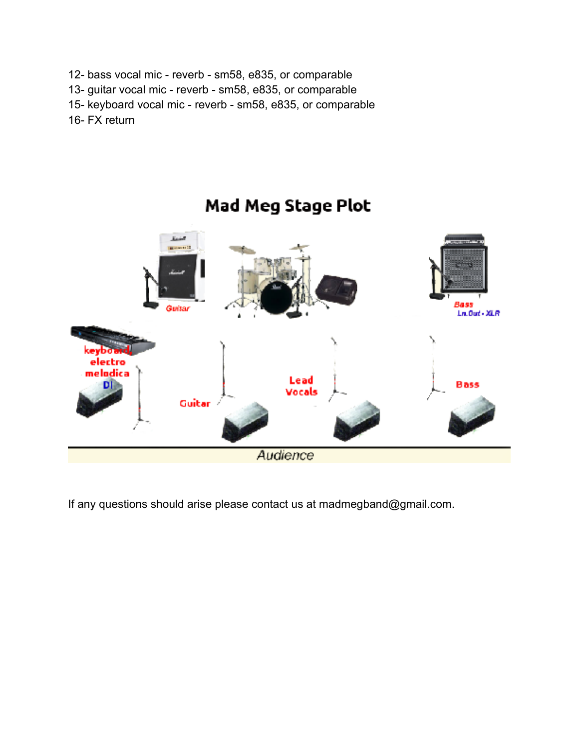12- bass vocal mic - reverb - sm58, e835, or comparable
13- guitar vocal mic - reverb - sm58, e835, or comparable
15- keyboard vocal mic - reverb - sm58, e835, or comparable
16- FX return

Mad Meg Stage Plot

Guitar

Bass
Ln Out - XLR

keyboard
electro
melodica
DI

Guitar

Lead
Vocals

Bass

Audience

If any questions should arise please contact us at madmegband@gmail.com.